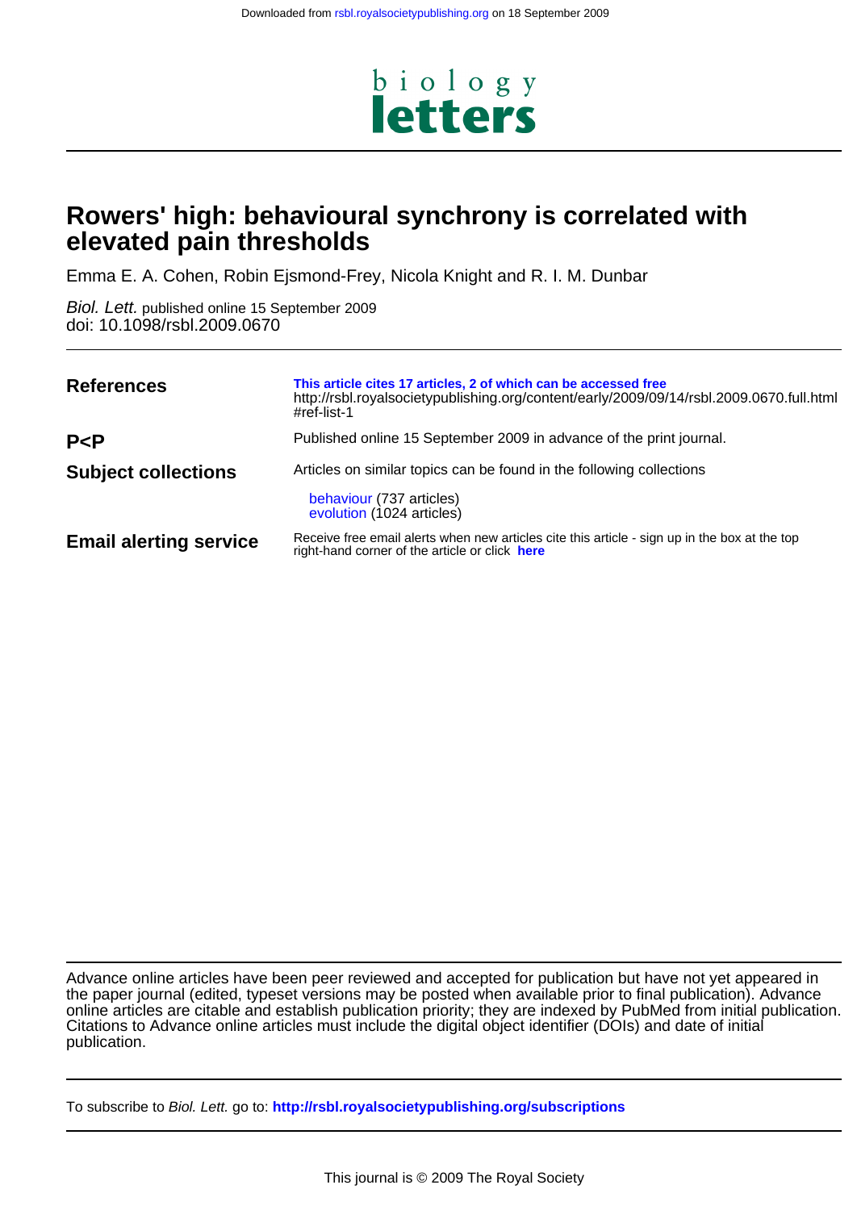Downloaded from rsbl.royalsocietypublishing.org on 18 September 2009

biology letters

# Rowers' high: behavioural synchrony is correlated with elevated pain thresholds

Emma E. A. Cohen, Robin Ejsmond-Frey, Nicola Knight and R. I. M. Dunbar

*Biol. Lett.* published online 15 September 2009
doi: 10.1098/rsbl.2009.0670

| | |
|---|---|
| **References** | **This article cites 17 articles, 2 of which can be accessed free** http://rsbl.royalsocietypublishing.org/content/early/2009/09/14/rsbl.2009.0670.full.html #ref-list-1 |
| **P<P** | Published online 15 September 2009 in advance of the print journal. |
| **Subject collections** | Articles on similar topics can be found in the following collections<br>behaviour (737 articles)<br>evolution (1024 articles) |
| **Email alerting service** | Receive free email alerts when new articles cite this article - sign up in the box at the top right-hand corner of the article or click **here** |

Advance online articles have been peer reviewed and accepted for publication but have not yet appeared in the paper journal (edited, typeset versions may be posted when available prior to final publication). Advance online articles are citable and establish publication priority; they are indexed by PubMed from initial publication. Citations to Advance online articles must include the digital object identifier (DOIs) and date of initial publication.

To subscribe to *Biol. Lett.* go to: **http://rsbl.royalsocietypublishing.org/subscriptions**

This journal is © 2009 The Royal Society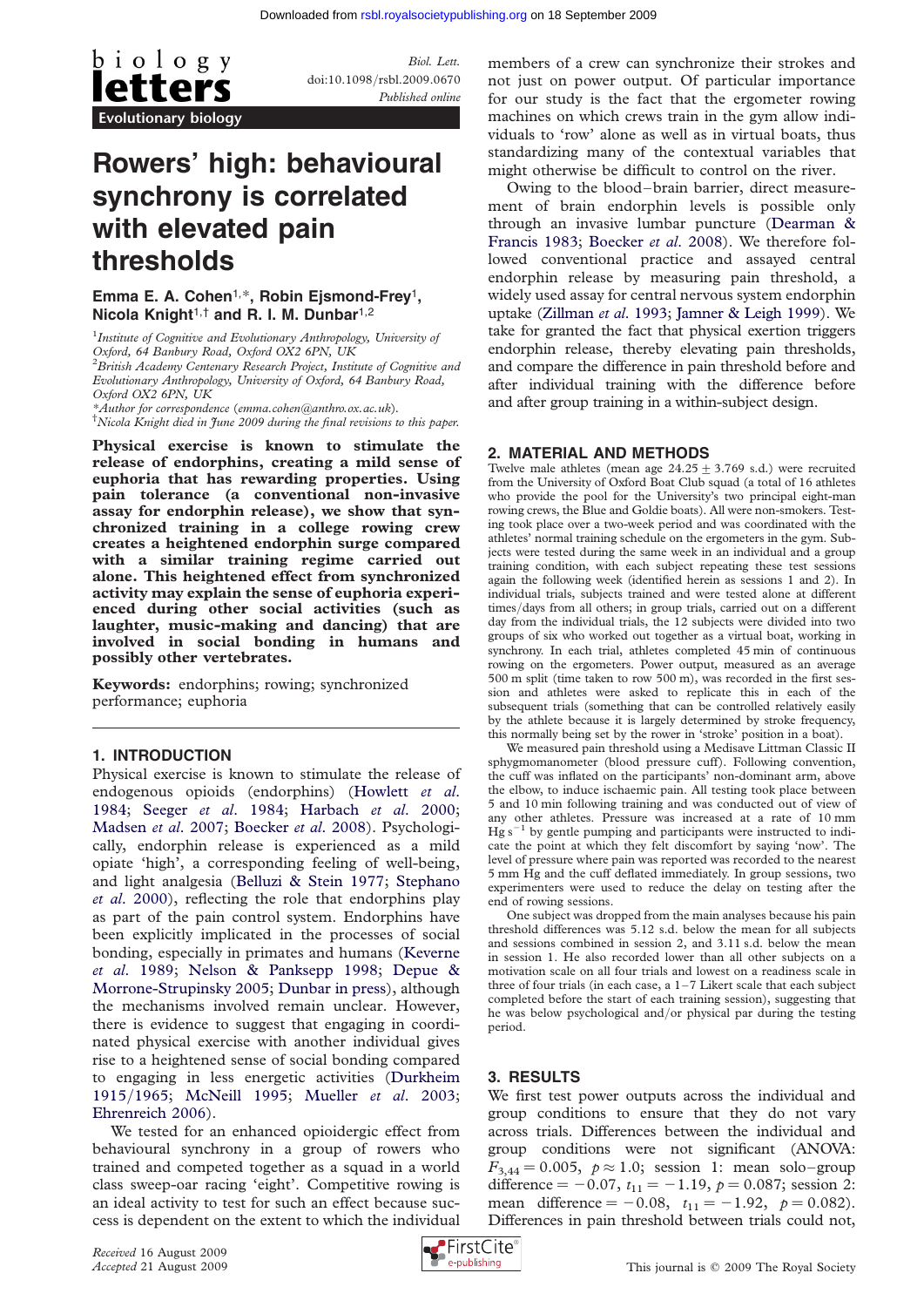# Rowers' high: behavioural synchrony is correlated with elevated pain thresholds

**Emma E. A. Cohen**[1,*], **Robin Ejsmond-Frey**[1], **Nicola Knight**[1,†] **and R. I. M. Dunbar**[1,2]

[1]*Institute of Cognitive and Evolutionary Anthropology, University of Oxford, 64 Banbury Road, Oxford OX2 6PN, UK*

[2]*British Academy Centenary Research Project, Institute of Cognitive and Evolutionary Anthropology, University of Oxford, 64 Banbury Road, Oxford OX2 6PN, UK*

*Author for correspondence (emma.cohen@anthro.ox.ac.uk).

†*Nicola Knight died in June 2009 during the final revisions to this paper.*

**Physical exercise is known to stimulate the release of endorphins, creating a mild sense of euphoria that has rewarding properties. Using pain tolerance (a conventional non-invasive assay for endorphin release), we show that synchronized training in a college rowing crew creates a heightened endorphin surge compared with a similar training regime carried out alone. This heightened effect from synchronized activity may explain the sense of euphoria experienced during other social activities (such as laughter, music-making and dancing) that are involved in social bonding in humans and possibly other vertebrates.**

**Keywords:** endorphins; rowing; synchronized performance; euphoria

## 1. INTRODUCTION

Physical exercise is known to stimulate the release of endogenous opioids (endorphins) (Howlett *et al.* 1984; Seeger *et al.* 1984; Harbach *et al.* 2000; Madsen *et al.* 2007; Boecker *et al.* 2008). Psychologically, endorphin release is experienced as a mild opiate 'high', a corresponding feeling of well-being, and light analgesia (Belluzi & Stein 1977; Stephano *et al.* 2000), reflecting the role that endorphins play as part of the pain control system. Endorphins have been explicitly implicated in the processes of social bonding, especially in primates and humans (Keverne *et al.* 1989; Nelson & Panksepp 1998; Depue & Morrone-Strupinsky 2005; Dunbar in press), although the mechanisms involved remain unclear. However, there is evidence to suggest that engaging in coordinated physical exercise with another individual gives rise to a heightened sense of social bonding compared to engaging in less energetic activities (Durkheim 1915/1965; McNeill 1995; Mueller *et al.* 2003; Ehrenreich 2006).

We tested for an enhanced opioidergic effect from behavioural synchrony in a group of rowers who trained and competed together as a squad in a world class sweep-oar racing 'eight'. Competitive rowing is an ideal activity to test for such an effect because success is dependent on the extent to which the individual members of a crew can synchronize their strokes and not just on power output. Of particular importance for our study is the fact that the ergometer rowing machines on which crews train in the gym allow individuals to 'row' alone as well as in virtual boats, thus standardizing many of the contextual variables that might otherwise be difficult to control on the river.

Owing to the blood–brain barrier, direct measurement of brain endorphin levels is possible only through an invasive lumbar puncture (Dearman & Francis 1983; Boecker *et al.* 2008). We therefore followed conventional practice and assayed central endorphin release by measuring pain threshold, a widely used assay for central nervous system endorphin uptake (Zillman *et al.* 1993; Jamner & Leigh 1999). We take for granted the fact that physical exertion triggers endorphin release, thereby elevating pain thresholds, and compare the difference in pain threshold before and after individual training with the difference before and after group training in a within-subject design.

## 2. MATERIAL AND METHODS

Twelve male athletes (mean age $24.25 \pm 3.769$ s.d.) were recruited from the University of Oxford Boat Club squad (a total of 16 athletes who provide the pool for the University's two principal eight-man rowing crews, the Blue and Goldie boats). All were non-smokers. Testing took place over a two-week period and was coordinated with the athletes' normal training schedule on the ergometers in the gym. Subjects were tested during the same week in an individual and a group training condition, with each subject repeating these test sessions again the following week (identified herein as sessions 1 and 2). In individual trials, subjects trained and were tested alone at different times/days from all others; in group trials, carried out on a different day from the individual trials, the 12 subjects were divided into two groups of six who worked out together as a virtual boat, working in synchrony. In each trial, athletes completed 45 min of continuous rowing on the ergometers. Power output, measured as an average 500 m split (time taken to row 500 m), was recorded in the first session and athletes were asked to replicate this in each of the subsequent trials (something that can be controlled relatively easily by the athlete because it is largely determined by stroke frequency, this normally being set by the rower in 'stroke' position in a boat).

We measured pain threshold using a Medisave Littman Classic II sphygmomanometer (blood pressure cuff). Following convention, the cuff was inflated on the participants' non-dominant arm, above the elbow, to induce ischaemic pain. All testing took place between 5 and 10 min following training and was conducted out of view of any other athletes. Pressure was increased at a rate of 10 mm Hg $s^{-1}$ by gentle pumping and participants were instructed to indicate the point at which they felt discomfort by saying 'now'. The level of pressure where pain was reported was recorded to the nearest 5 mm Hg and the cuff deflated immediately. In group sessions, two experimenters were used to reduce the delay on testing after the end of rowing sessions.

One subject was dropped from the main analyses because his pain threshold differences was 5.12 s.d. below the mean for all subjects and sessions combined in session 2, and 3.11 s.d. below the mean in session 1. He also recorded lower than all other subjects on a motivation scale on all four trials and lowest on a readiness scale in three of four trials (in each case, a 1–7 Likert scale that each subject completed before the start of each training session), suggesting that he was below psychological and/or physical par during the testing period.

## 3. RESULTS

We first test power outputs across the individual and group conditions to ensure that they do not vary across trials. Differences between the individual and group conditions were not significant (ANOVA: $F_{3,44} = 0.005$, $p \approx 1.0$; session 1: mean solo–group difference $= -0.07$, $t_{11} = -1.19$, $p = 0.087$; session 2: mean difference $= -0.08$, $t_{11} = -1.92$, $p = 0.082$). Differences in pain threshold between trials could not,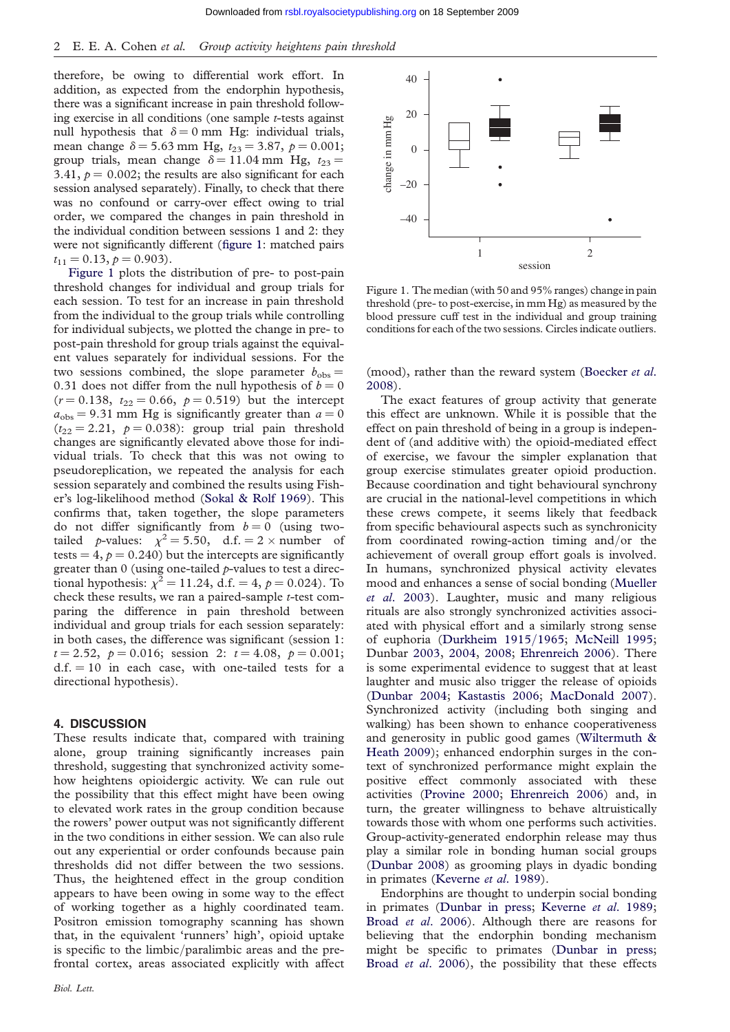therefore, be owing to differential work effort. In addition, as expected from the endorphin hypothesis, there was a significant increase in pain threshold following exercise in all conditions (one sample $t$-tests against null hypothesis that $\delta = 0$ mm Hg: individual trials, mean change $\delta = 5.63$ mm Hg, $t_{23} = 3.87$, $p = 0.001$; group trials, mean change $\delta = 11.04$ mm Hg, $t_{23} = 3.41$, $p = 0.002$; the results are also significant for each session analysed separately). Finally, to check that there was no confound or carry-over effect owing to trial order, we compared the changes in pain threshold in the individual condition between sessions 1 and 2: they were not significantly different (figure 1: matched pairs $t_{11} = 0.13$, $p = 0.903$).

Figure 1 plots the distribution of pre- to post-pain threshold changes for individual and group trials for each session. To test for an increase in pain threshold from the individual to the group trials while controlling for individual subjects, we plotted the change in pre- to post-pain threshold for group trials against the equivalent values separately for individual sessions. For the two sessions combined, the slope parameter $b_{obs} = 0.31$ does not differ from the null hypothesis of $b = 0$ ($r = 0.138$, $t_{22} = 0.66$, $p = 0.519$) but the intercept $a_{obs} = 9.31$ mm Hg is significantly greater than $a = 0$ ($t_{22} = 2.21$, $p = 0.038$): group trial pain threshold changes are significantly elevated above those for individual trials. To check that this was not owing to pseudoreplication, we repeated the analysis for each session separately and combined the results using Fisher's log-likelihood method (Sokal & Rolf 1969). This confirms that, taken together, the slope parameters do not differ significantly from $b = 0$ (using two-tailed $p$-values: $\chi^2 = 5.50$, d.f. $= 2 \times$ number of tests $= 4$, $p = 0.240$) but the intercepts are significantly greater than 0 (using one-tailed $p$-values to test a directional hypothesis: $\chi^2 = 11.24$, d.f. $= 4$, $p = 0.024$). To check these results, we ran a paired-sample $t$-test comparing the difference in pain threshold between individual and group trials for each session separately: in both cases, the difference was significant (session 1: $t = 2.52$, $p = 0.016$; session 2: $t = 4.08$, $p = 0.001$; d.f. $= 10$ in each case, with one-tailed tests for a directional hypothesis).

Figure 1. The median (with 50 and 95% ranges) change in pain threshold (pre- to post-exercise, in mm Hg) as measured by the blood pressure cuff test in the individual and group training conditions for each of the two sessions. Circles indicate outliers.

## 4. DISCUSSION

These results indicate that, compared with training alone, group training significantly increases pain threshold, suggesting that synchronized activity somehow heightens opioidergic activity. We can rule out the possibility that this effect might have been owing to elevated work rates in the group condition because the rowers' power output was not significantly different in the two conditions in either session. We can also rule out any experiential or order confounds because pain thresholds did not differ between the two sessions. Thus, the heightened effect in the group condition appears to have been owing in some way to the effect of working together as a highly coordinated team. Positron emission tomography scanning has shown that, in the equivalent 'runners' high', opioid uptake is specific to the limbic/paralimbic areas and the prefrontal cortex, areas associated explicitly with affect (mood), rather than the reward system (Boecker *et al.* 2008).

The exact features of group activity that generate this effect are unknown. While it is possible that the effect on pain threshold of being in a group is independent of (and additive with) the opioid-mediated effect of exercise, we favour the simpler explanation that group exercise stimulates greater opioid production. Because coordination and tight behavioural synchrony are crucial in the national-level competitions in which these crews compete, it seems likely that feedback from specific behavioural aspects such as synchronicity from coordinated rowing-action timing and/or the achievement of overall group effort goals is involved. In humans, synchronized physical activity elevates mood and enhances a sense of social bonding (Mueller *et al.* 2003). Laughter, music and many religious rituals are also strongly synchronized activities associated with physical effort and a similarly strong sense of euphoria (Durkheim 1915/1965; McNeill 1995; Dunbar 2003, 2004, 2008; Ehrenreich 2006). There is some experimental evidence to suggest that at least laughter and music also trigger the release of opioids (Dunbar 2004; Kastastis 2006; MacDonald 2007). Synchronized activity (including both singing and walking) has been shown to enhance cooperativeness and generosity in public good games (Wiltermuth & Heath 2009); enhanced endorphin surges in the context of synchronized performance might explain the positive effect commonly associated with these activities (Provine 2000; Ehrenreich 2006) and, in turn, the greater willingness to behave altruistically towards those with whom one performs such activities. Group-activity-generated endorphin release may thus play a similar role in bonding human social groups (Dunbar 2008) as grooming plays in dyadic bonding in primates (Keverne *et al.* 1989).

Endorphins are thought to underpin social bonding in primates (Dunbar in press; Keverne *et al.* 1989; Broad *et al.* 2006). Although there are reasons for believing that the endorphin bonding mechanism might be specific to primates (Dunbar in press; Broad *et al.* 2006), the possibility that these effects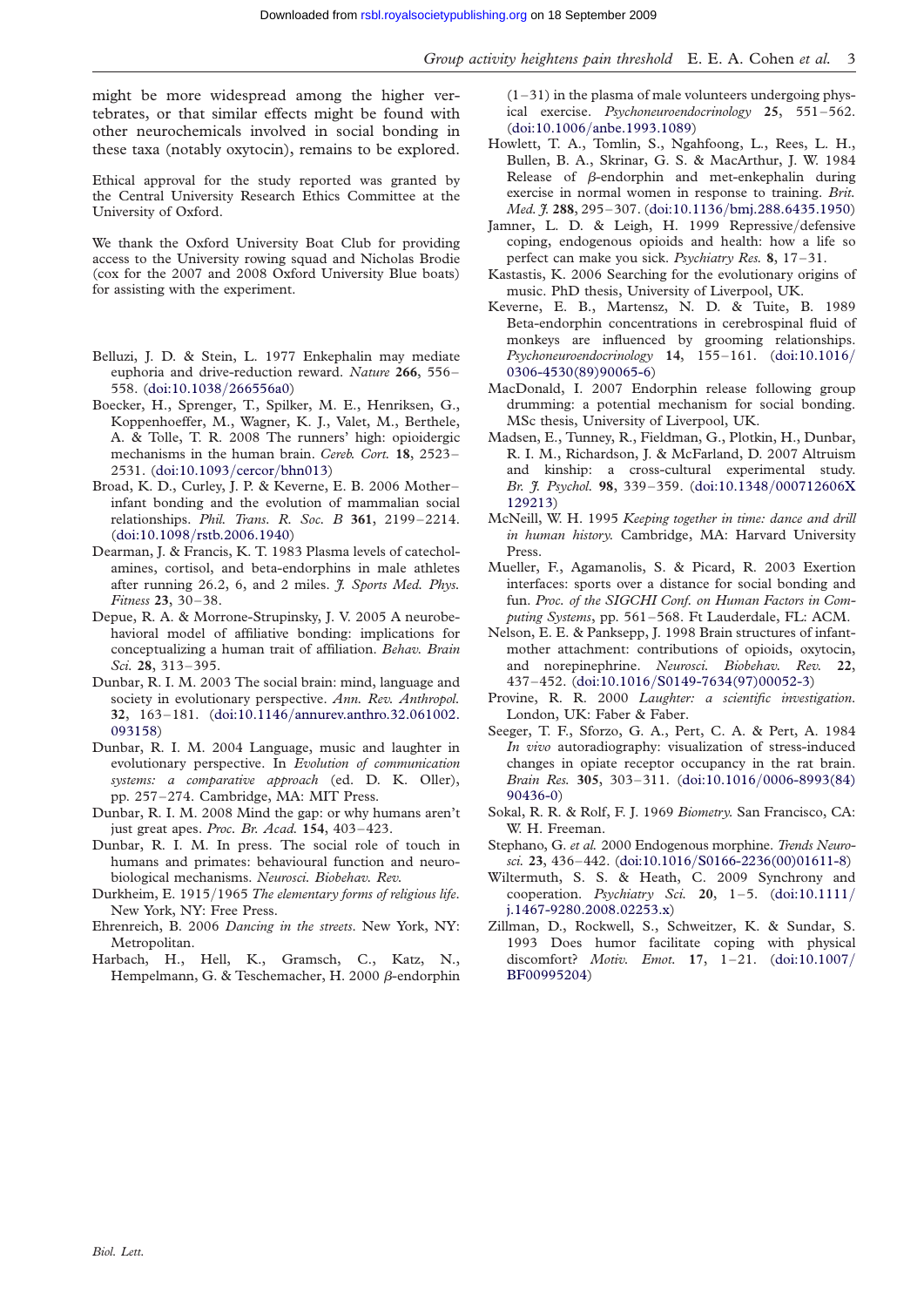might be more widespread among the higher vertebrates, or that similar effects might be found with other neurochemicals involved in social bonding in these taxa (notably oxytocin), remains to be explored.

Ethical approval for the study reported was granted by the Central University Research Ethics Committee at the University of Oxford.

We thank the Oxford University Boat Club for providing access to the University rowing squad and Nicholas Brodie (cox for the 2007 and 2008 Oxford University Blue boats) for assisting with the experiment.

Belluzi, J. D. & Stein, L. 1977 Enkephalin may mediate euphoria and drive-reduction reward. *Nature* **266**, 556–558. (doi:10.1038/266556a0)

Boecker, H., Sprenger, T., Spilker, M. E., Henriksen, G., Koppenhoeffer, M., Wagner, K. J., Valet, M., Berthele, A. & Tolle, T. R. 2008 The runners' high: opioidergic mechanisms in the human brain. *Cereb. Cort.* **18**, 2523–2531. (doi:10.1093/cercor/bhn013)

Broad, K. D., Curley, J. P. & Keverne, E. B. 2006 Mother–infant bonding and the evolution of mammalian social relationships. *Phil. Trans. R. Soc. B* **361**, 2199–2214. (doi:10.1098/rstb.2006.1940)

Dearman, J. & Francis, K. T. 1983 Plasma levels of catecholamines, cortisol, and beta-endorphins in male athletes after running 26.2, 6, and 2 miles. *J. Sports Med. Phys. Fitness* **23**, 30–38.

Depue, R. A. & Morrone-Strupinsky, J. V. 2005 A neurobehavioral model of affiliative bonding: implications for conceptualizing a human trait of affiliation. *Behav. Brain Sci.* **28**, 313–395.

Dunbar, R. I. M. 2003 The social brain: mind, language and society in evolutionary perspective. *Ann. Rev. Anthropol.* **32**, 163–181. (doi:10.1146/annurev.anthro.32.061002.093158)

Dunbar, R. I. M. 2004 Language, music and laughter in evolutionary perspective. In *Evolution of communication systems: a comparative approach* (ed. D. K. Oller), pp. 257–274. Cambridge, MA: MIT Press.

Dunbar, R. I. M. 2008 Mind the gap: or why humans aren't just great apes. *Proc. Br. Acad.* **154**, 403–423.

Dunbar, R. I. M. In press. The social role of touch in humans and primates: behavioural function and neurobiological mechanisms. *Neurosci. Biobehav. Rev.*

Durkheim, E. 1915/1965 *The elementary forms of religious life*. New York, NY: Free Press.

Ehrenreich, B. 2006 *Dancing in the streets*. New York, NY: Metropolitan.

Harbach, H., Hell, K., Gramsch, C., Katz, N., Hempelmann, G. & Teschemacher, H. 2000 β-endorphin (1–31) in the plasma of male volunteers undergoing physical exercise. *Psychoneuroendocrinology* **25**, 551–562. (doi:10.1006/anbe.1993.1089)

Howlett, T. A., Tomlin, S., Ngahfoong, L., Rees, L. H., Bullen, B. A., Skrinar, G. S. & MacArthur, J. W. 1984 Release of β-endorphin and met-enkephalin during exercise in normal women in response to training. *Brit. Med. J.* **288**, 295–307. (doi:10.1136/bmj.288.6435.1950)

Jamner, L. D. & Leigh, H. 1999 Repressive/defensive coping, endogenous opioids and health: how a life so perfect can make you sick. *Psychiatry Res.* **8**, 17–31.

Kastastis, K. 2006 Searching for the evolutionary origins of music. PhD thesis, University of Liverpool, UK.

Keverne, E. B., Martensz, N. D. & Tuite, B. 1989 Beta-endorphin concentrations in cerebrospinal fluid of monkeys are influenced by grooming relationships. *Psychoneuroendocrinology* **14**, 155–161. (doi:10.1016/0306-4530(89)90065-6)

MacDonald, I. 2007 Endorphin release following group drumming: a potential mechanism for social bonding. MSc thesis, University of Liverpool, UK.

Madsen, E., Tunney, R., Fieldman, G., Plotkin, H., Dunbar, R. I. M., Richardson, J. & McFarland, D. 2007 Altruism and kinship: a cross-cultural experimental study. *Br. J. Psychol.* **98**, 339–359. (doi:10.1348/000712606X129213)

McNeill, W. H. 1995 *Keeping together in time: dance and drill in human history*. Cambridge, MA: Harvard University Press.

Mueller, F., Agamanolis, S. & Picard, R. 2003 Exertion interfaces: sports over a distance for social bonding and fun. *Proc. of the SIGCHI Conf. on Human Factors in Computing Systems*, pp. 561–568. Ft Lauderdale, FL: ACM.

Nelson, E. E. & Panksepp, J. 1998 Brain structures of infant-mother attachment: contributions of opioids, oxytocin, and norepinephrine. *Neurosci. Biobehav. Rev.* **22**, 437–452. (doi:10.1016/S0149-7634(97)00052-3)

Provine, R. R. 2000 *Laughter: a scientific investigation*. London, UK: Faber & Faber.

Seeger, T. F., Sforzo, G. A., Pert, C. A. & Pert, A. 1984 *In vivo* autoradiography: visualization of stress-induced changes in opiate receptor occupancy in the rat brain. *Brain Res.* **305**, 303–311. (doi:10.1016/0006-8993(84)90436-0)

Sokal, R. R. & Rolf, F. J. 1969 *Biometry*. San Francisco, CA: W. H. Freeman.

Stephano, G. *et al.* 2000 Endogenous morphine. *Trends Neurosci.* **23**, 436–442. (doi:10.1016/S0166-2236(00)01611-8)

Wiltermuth, S. S. & Heath, C. 2009 Synchrony and cooperation. *Psychiatry Sci.* **20**, 1–5. (doi:10.1111/j.1467-9280.2008.02253.x)

Zillman, D., Rockwell, S., Schweitzer, K. & Sundar, S. 1993 Does humor facilitate coping with physical discomfort? *Motiv. Emot.* **17**, 1–21. (doi:10.1007/BF00995204)